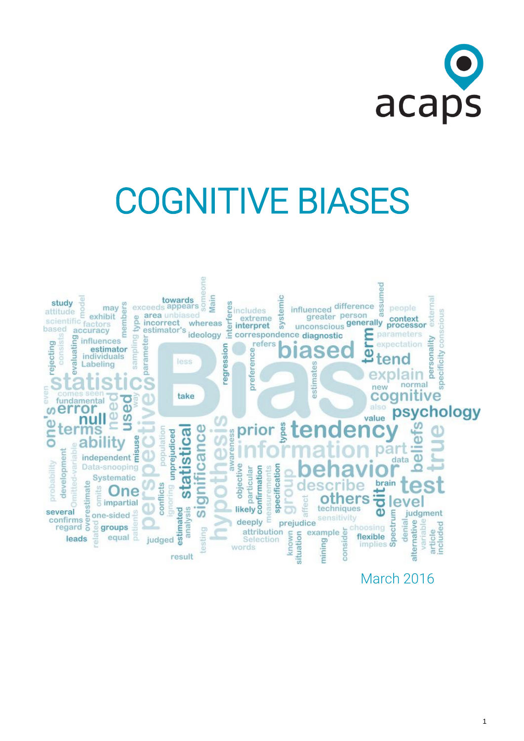acaps

# COGNITIVE BIASES

March 2016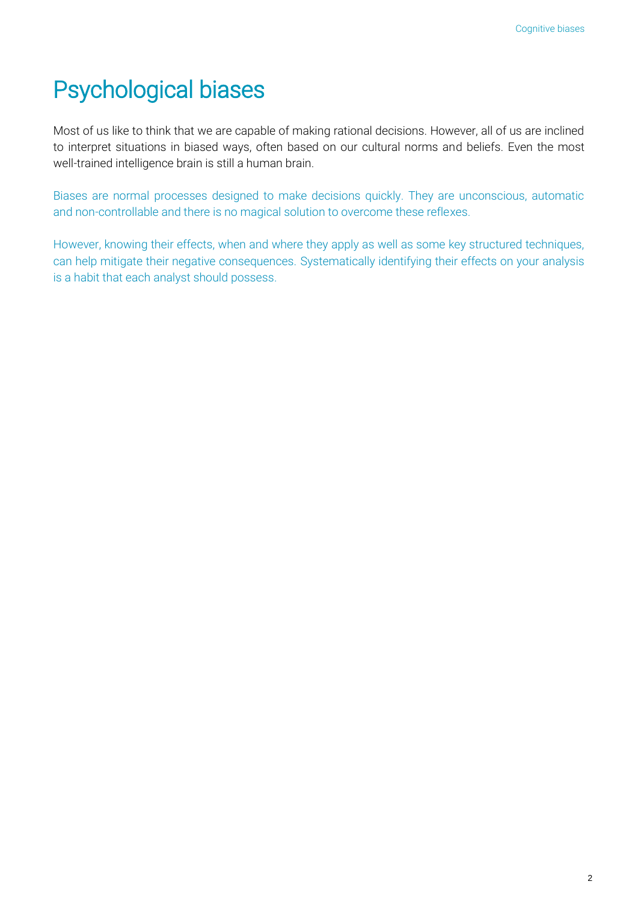# Psychological biases

Most of us like to think that we are capable of making rational decisions. However, all of us are inclined to interpret situations in biased ways, often based on our cultural norms and beliefs. Even the most well-trained intelligence brain is still a human brain.

Biases are normal processes designed to make decisions quickly. They are unconscious, automatic and non-controllable and there is no magical solution to overcome these reflexes.

However, knowing their effects, when and where they apply as well as some key structured techniques, can help mitigate their negative consequences. Systematically identifying their effects on your analysis is a habit that each analyst should possess.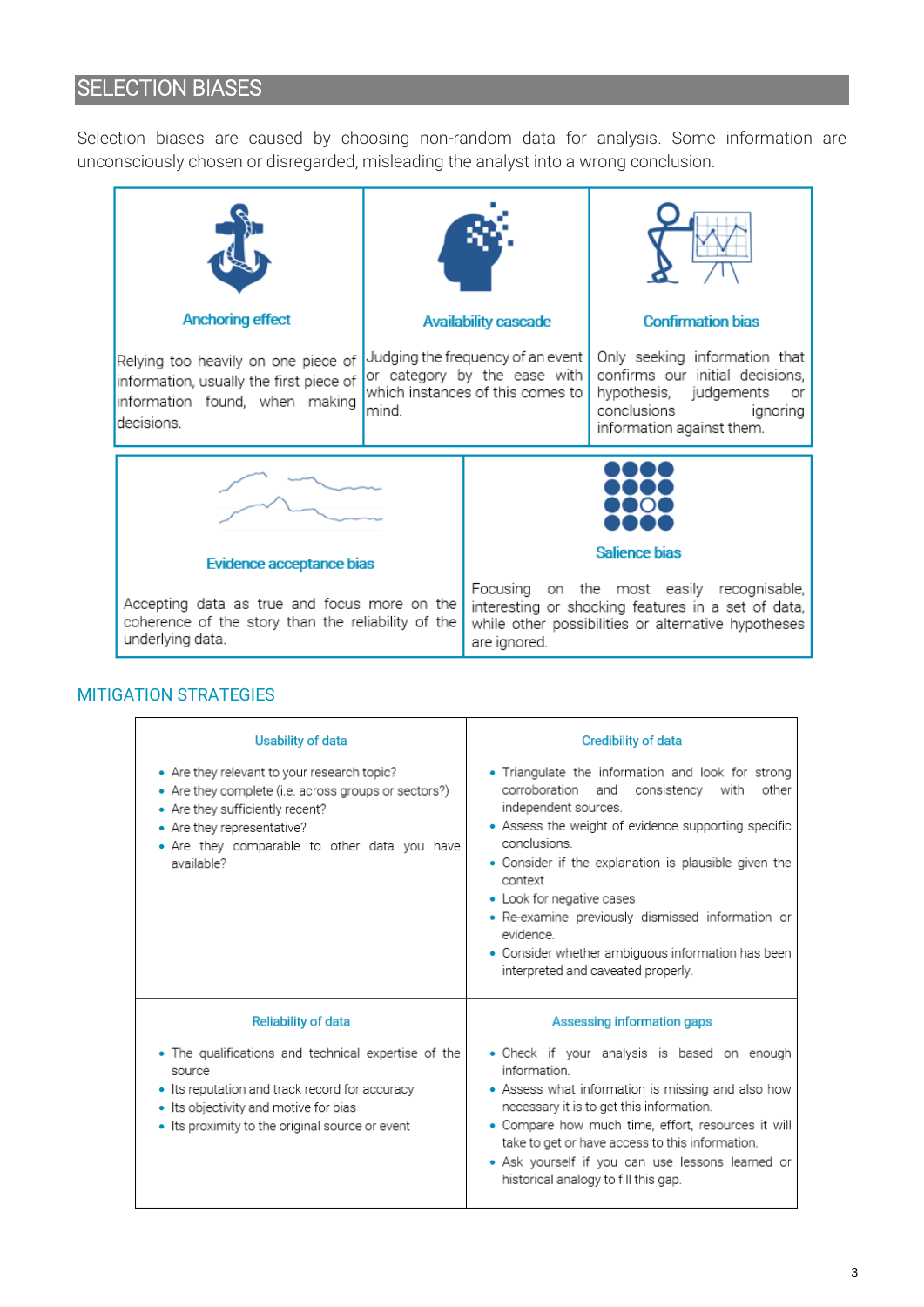## SELECTION BIASES

Selection biases are caused by choosing non-random data for analysis. Some information are unconsciously chosen or disregarded, misleading the analyst into a wrong conclusion.

### Anchoring effect

Relying too heavily on one piece of information, usually the first piece of information found, when making decisions.

### Availability cascade

Judging the frequency of an event or category by the ease with which instances of this comes to mind.

### Confirmation bias

Only seeking information that confirms our initial decisions, hypothesis, judgements or conclusions ignoring information against them.

### Evidence acceptance bias

Accepting data as true and focus more on the coherence of the story than the reliability of the underlying data.

### Salience bias

Focusing on the most easily recognisable, interesting or shocking features in a set of data, while other possibilities or alternative hypotheses are ignored.

## MITIGATION STRATEGIES

| Usability of data | Credibility of data |
|---|---|
| • Are they relevant to your research topic?<br>• Are they complete (i.e. across groups or sectors?)<br>• Are they sufficiently recent?<br>• Are they representative?<br>• Are they comparable to other data you have available? | • Triangulate the information and look for strong corroboration and consistency with other independent sources.<br>• Assess the weight of evidence supporting specific conclusions.<br>• Consider if the explanation is plausible given the context<br>• Look for negative cases<br>• Re-examine previously dismissed information or evidence.<br>• Consider whether ambiguous information has been interpreted and caveated properly. |
| **Reliability of data** | **Assessing information gaps** |
| • The qualifications and technical expertise of the source<br>• Its reputation and track record for accuracy<br>• Its objectivity and motive for bias<br>• Its proximity to the original source or event | • Check if your analysis is based on enough information.<br>• Assess what information is missing and also how necessary it is to get this information.<br>• Compare how much time, effort, resources it will take to get or have access to this information.<br>• Ask yourself if you can use lessons learned or historical analogy to fill this gap. |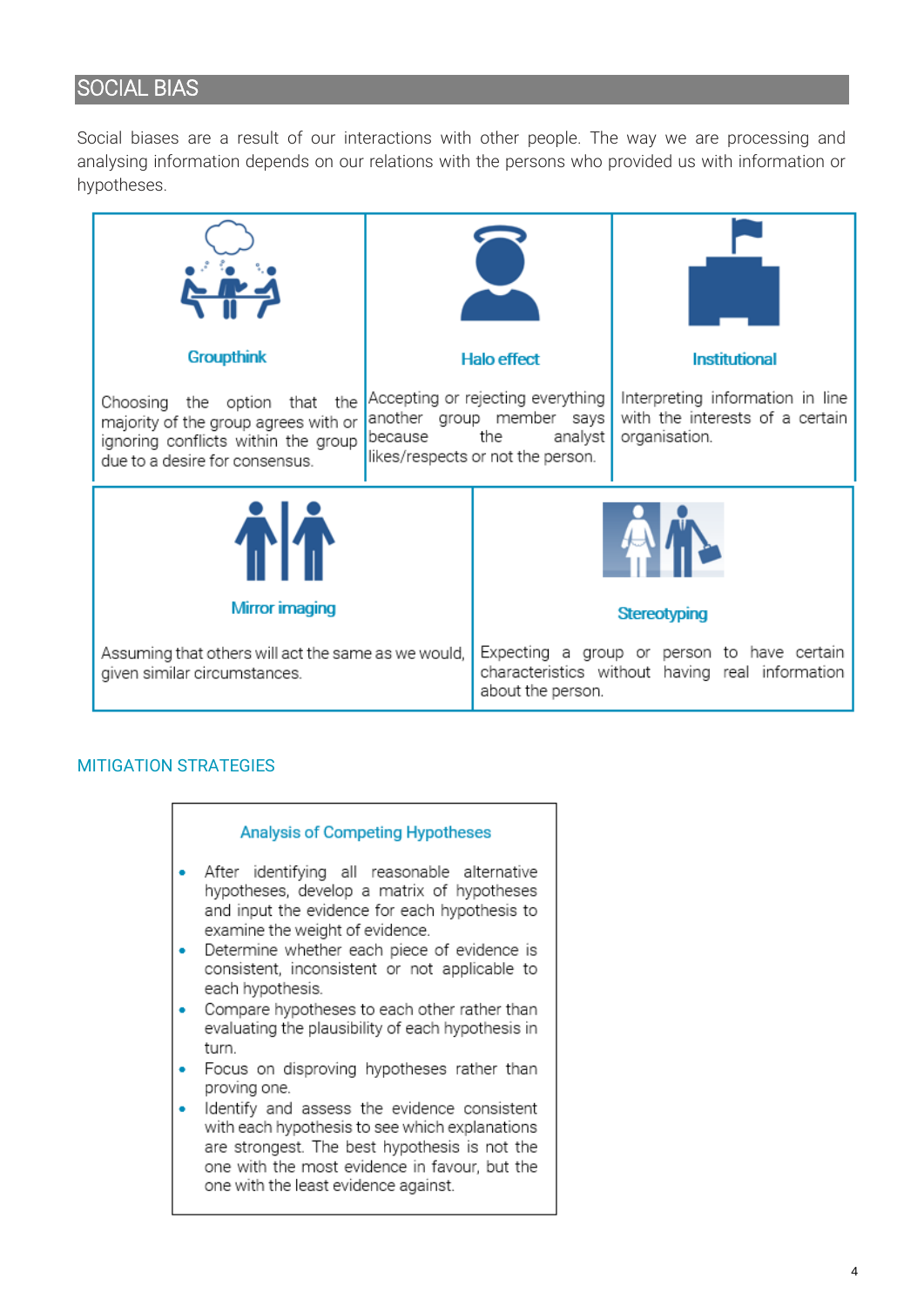## SOCIAL BIAS

Social biases are a result of our interactions with other people. The way we are processing and analysing information depends on our relations with the persons who provided us with information or hypotheses.

| Groupthink | Halo effect | Institutional |
|---|---|---|
| Choosing the option that the majority of the group agrees with or ignoring conflicts within the group due to a desire for consensus. | Accepting or rejecting everything another group member says because the analyst likes/respects or not the person. | Interpreting information in line with the interests of a certain organisation. |

| Mirror imaging | Stereotyping |
|---|---|
| Assuming that others will act the same as we would, given similar circumstances. | Expecting a group or person to have certain characteristics without having real information about the person. |

### MITIGATION STRATEGIES

**Analysis of Competing Hypotheses**

- After identifying all reasonable alternative hypotheses, develop a matrix of hypotheses and input the evidence for each hypothesis to examine the weight of evidence.
- Determine whether each piece of evidence is consistent, inconsistent or not applicable to each hypothesis.
- Compare hypotheses to each other rather than evaluating the plausibility of each hypothesis in turn.
- Focus on disproving hypotheses rather than proving one.
- Identify and assess the evidence consistent with each hypothesis to see which explanations are strongest. The best hypothesis is not the one with the most evidence in favour, but the one with the least evidence against.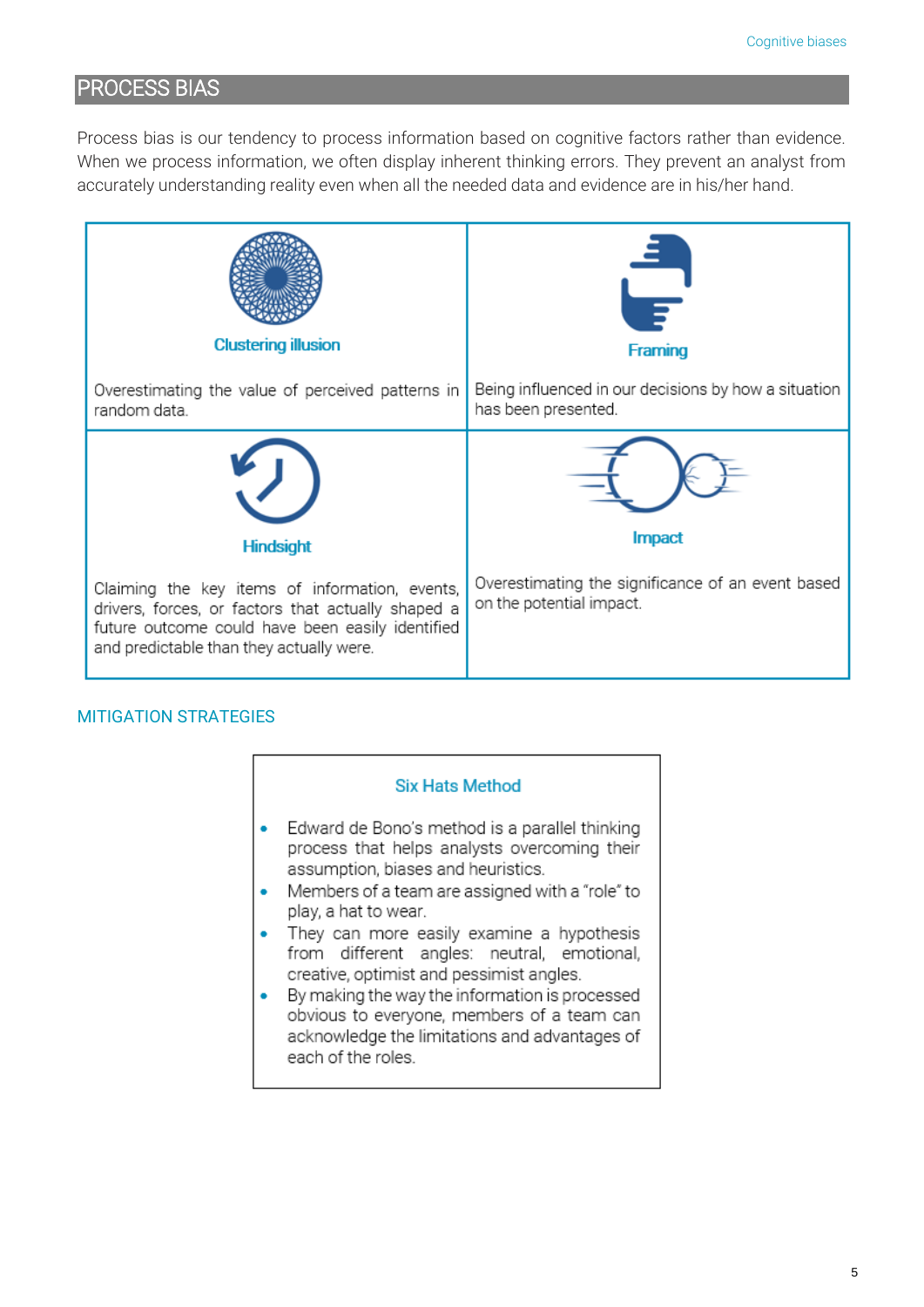## PROCESS BIAS

Process bias is our tendency to process information based on cognitive factors rather than evidence. When we process information, we often display inherent thinking errors. They prevent an analyst from accurately understanding reality even when all the needed data and evidence are in his/her hand.

| Clustering illusion | Framing |
| --- | --- |
| Overestimating the value of perceived patterns in random data. | Being influenced in our decisions by how a situation has been presented. |
| **Hindsight** | **Impact** |
| Claiming the key items of information, events, drivers, forces, or factors that actually shaped a future outcome could have been easily identified and predictable than they actually were. | Overestimating the significance of an event based on the potential impact. |

### MITIGATION STRATEGIES

#### Six Hats Method

- Edward de Bono's method is a parallel thinking process that helps analysts overcoming their assumption, biases and heuristics.
- Members of a team are assigned with a "role" to play, a hat to wear.
- They can more easily examine a hypothesis from different angles: neutral, emotional, creative, optimist and pessimist angles.
- By making the way the information is processed obvious to everyone, members of a team can acknowledge the limitations and advantages of each of the roles.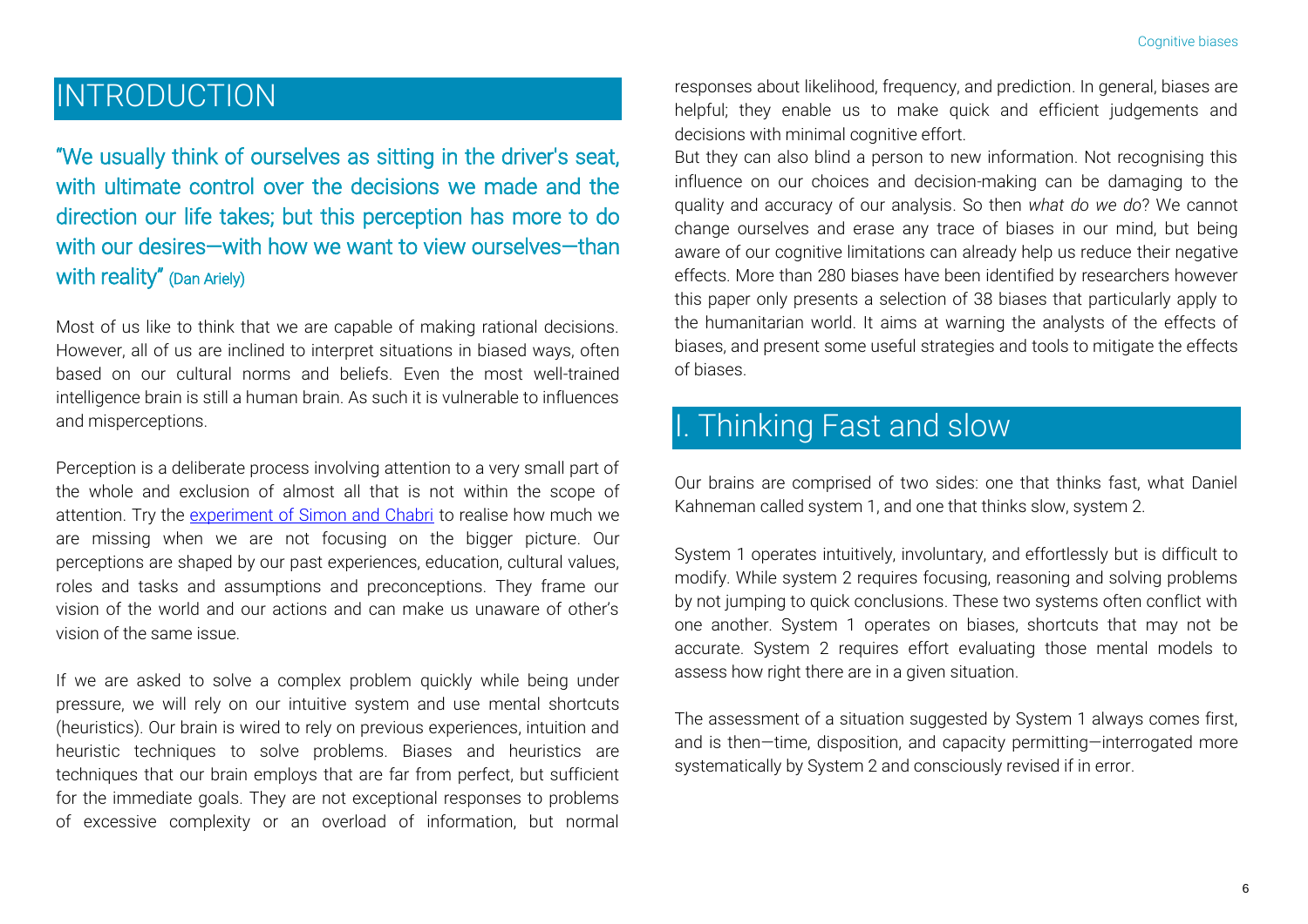# INTRODUCTION

"We usually think of ourselves as sitting in the driver's seat, with ultimate control over the decisions we made and the direction our life takes; but this perception has more to do with our desires—with how we want to view ourselves—than with reality" (Dan Ariely)

Most of us like to think that we are capable of making rational decisions. However, all of us are inclined to interpret situations in biased ways, often based on our cultural norms and beliefs. Even the most well-trained intelligence brain is still a human brain. As such it is vulnerable to influences and misperceptions.

Perception is a deliberate process involving attention to a very small part of the whole and exclusion of almost all that is not within the scope of attention. Try the [experiment of Simon and Chabri] to realise how much we are missing when we are not focusing on the bigger picture. Our perceptions are shaped by our past experiences, education, cultural values, roles and tasks and assumptions and preconceptions. They frame our vision of the world and our actions and can make us unaware of other's vision of the same issue.

If we are asked to solve a complex problem quickly while being under pressure, we will rely on our intuitive system and use mental shortcuts (heuristics). Our brain is wired to rely on previous experiences, intuition and heuristic techniques to solve problems. Biases and heuristics are techniques that our brain employs that are far from perfect, but sufficient for the immediate goals. They are not exceptional responses to problems of excessive complexity or an overload of information, but normal responses about likelihood, frequency, and prediction. In general, biases are helpful; they enable us to make quick and efficient judgements and decisions with minimal cognitive effort.

But they can also blind a person to new information. Not recognising this influence on our choices and decision-making can be damaging to the quality and accuracy of our analysis. So then *what do we do*? We cannot change ourselves and erase any trace of biases in our mind, but being aware of our cognitive limitations can already help us reduce their negative effects. More than 280 biases have been identified by researchers however this paper only presents a selection of 38 biases that particularly apply to the humanitarian world. It aims at warning the analysts of the effects of biases, and present some useful strategies and tools to mitigate the effects of biases.

# I. Thinking Fast and slow

Our brains are comprised of two sides: one that thinks fast, what Daniel Kahneman called system 1, and one that thinks slow, system 2.

System 1 operates intuitively, involuntary, and effortlessly but is difficult to modify. While system 2 requires focusing, reasoning and solving problems by not jumping to quick conclusions. These two systems often conflict with one another. System 1 operates on biases, shortcuts that may not be accurate. System 2 requires effort evaluating those mental models to assess how right there are in a given situation.

The assessment of a situation suggested by System 1 always comes first, and is then—time, disposition, and capacity permitting—interrogated more systematically by System 2 and consciously revised if in error.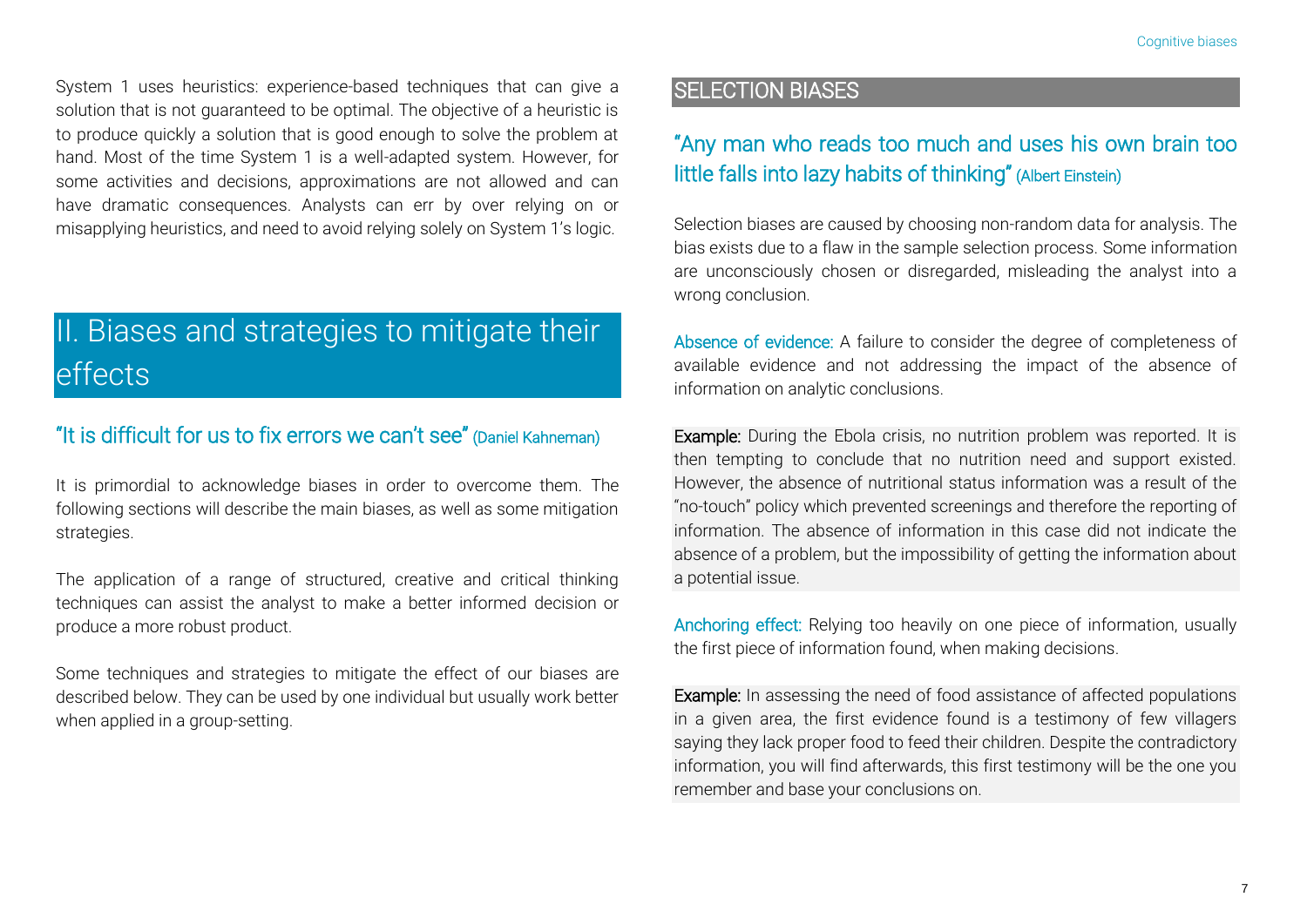System 1 uses heuristics: experience-based techniques that can give a solution that is not guaranteed to be optimal. The objective of a heuristic is to produce quickly a solution that is good enough to solve the problem at hand. Most of the time System 1 is a well-adapted system. However, for some activities and decisions, approximations are not allowed and can have dramatic consequences. Analysts can err by over relying on or misapplying heuristics, and need to avoid relying solely on System 1's logic.

# II. Biases and strategies to mitigate their effects

### "It is difficult for us to fix errors we can't see" (Daniel Kahneman)

It is primordial to acknowledge biases in order to overcome them. The following sections will describe the main biases, as well as some mitigation strategies.

The application of a range of structured, creative and critical thinking techniques can assist the analyst to make a better informed decision or produce a more robust product.

Some techniques and strategies to mitigate the effect of our biases are described below. They can be used by one individual but usually work better when applied in a group-setting.

## SELECTION BIASES

### "Any man who reads too much and uses his own brain too little falls into lazy habits of thinking" (Albert Einstein)

Selection biases are caused by choosing non-random data for analysis. The bias exists due to a flaw in the sample selection process. Some information are unconsciously chosen or disregarded, misleading the analyst into a wrong conclusion.

Absence of evidence: A failure to consider the degree of completeness of available evidence and not addressing the impact of the absence of information on analytic conclusions.

**Example:** During the Ebola crisis, no nutrition problem was reported. It is then tempting to conclude that no nutrition need and support existed. However, the absence of nutritional status information was a result of the "no-touch" policy which prevented screenings and therefore the reporting of information. The absence of information in this case did not indicate the absence of a problem, but the impossibility of getting the information about a potential issue.

Anchoring effect: Relying too heavily on one piece of information, usually the first piece of information found, when making decisions.

**Example:** In assessing the need of food assistance of affected populations in a given area, the first evidence found is a testimony of few villagers saying they lack proper food to feed their children. Despite the contradictory information, you will find afterwards, this first testimony will be the one you remember and base your conclusions on.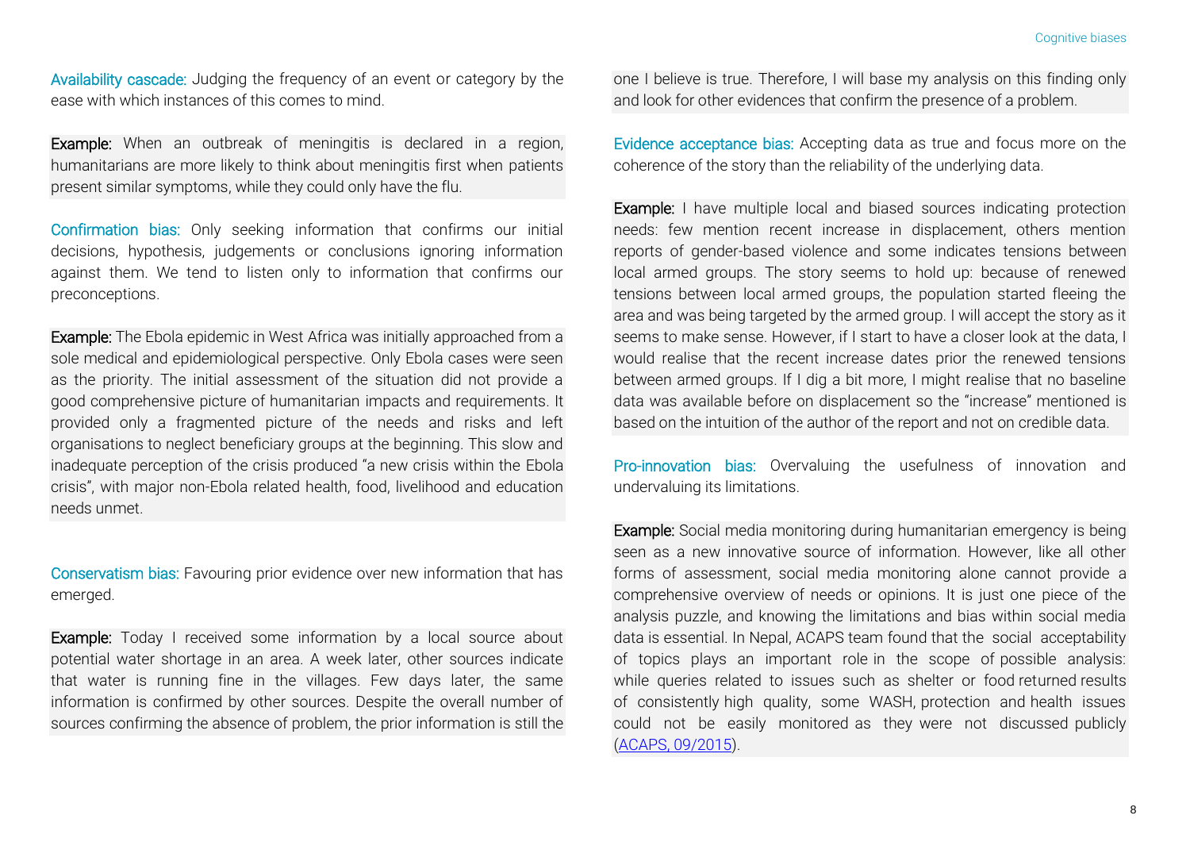Availability cascade: Judging the frequency of an event or category by the ease with which instances of this comes to mind.

**Example:** When an outbreak of meningitis is declared in a region, humanitarians are more likely to think about meningitis first when patients present similar symptoms, while they could only have the flu.

Confirmation bias: Only seeking information that confirms our initial decisions, hypothesis, judgements or conclusions ignoring information against them. We tend to listen only to information that confirms our preconceptions.

**Example:** The Ebola epidemic in West Africa was initially approached from a sole medical and epidemiological perspective. Only Ebola cases were seen as the priority. The initial assessment of the situation did not provide a good comprehensive picture of humanitarian impacts and requirements. It provided only a fragmented picture of the needs and risks and left organisations to neglect beneficiary groups at the beginning. This slow and inadequate perception of the crisis produced "a new crisis within the Ebola crisis", with major non-Ebola related health, food, livelihood and education needs unmet.

Conservatism bias: Favouring prior evidence over new information that has emerged.

**Example:** Today I received some information by a local source about potential water shortage in an area. A week later, other sources indicate that water is running fine in the villages. Few days later, the same information is confirmed by other sources. Despite the overall number of sources confirming the absence of problem, the prior information is still the one I believe is true. Therefore, I will base my analysis on this finding only and look for other evidences that confirm the presence of a problem.

Evidence acceptance bias: Accepting data as true and focus more on the coherence of the story than the reliability of the underlying data.

**Example:** I have multiple local and biased sources indicating protection needs: few mention recent increase in displacement, others mention reports of gender-based violence and some indicates tensions between local armed groups. The story seems to hold up: because of renewed tensions between local armed groups, the population started fleeing the area and was being targeted by the armed group. I will accept the story as it seems to make sense. However, if I start to have a closer look at the data, I would realise that the recent increase dates prior the renewed tensions between armed groups. If I dig a bit more, I might realise that no baseline data was available before on displacement so the "increase" mentioned is based on the intuition of the author of the report and not on credible data.

Pro-innovation bias: Overvaluing the usefulness of innovation and undervaluing its limitations.

**Example:** Social media monitoring during humanitarian emergency is being seen as a new innovative source of information. However, like all other forms of assessment, social media monitoring alone cannot provide a comprehensive overview of needs or opinions. It is just one piece of the analysis puzzle, and knowing the limitations and bias within social media data is essential. In Nepal, ACAPS team found that the social acceptability of topics plays an important role in the scope of possible analysis: while queries related to issues such as shelter or food returned results of consistently high quality, some WASH, protection and health issues could not be easily monitored as they were not discussed publicly ([ACAPS, 09/2015]()).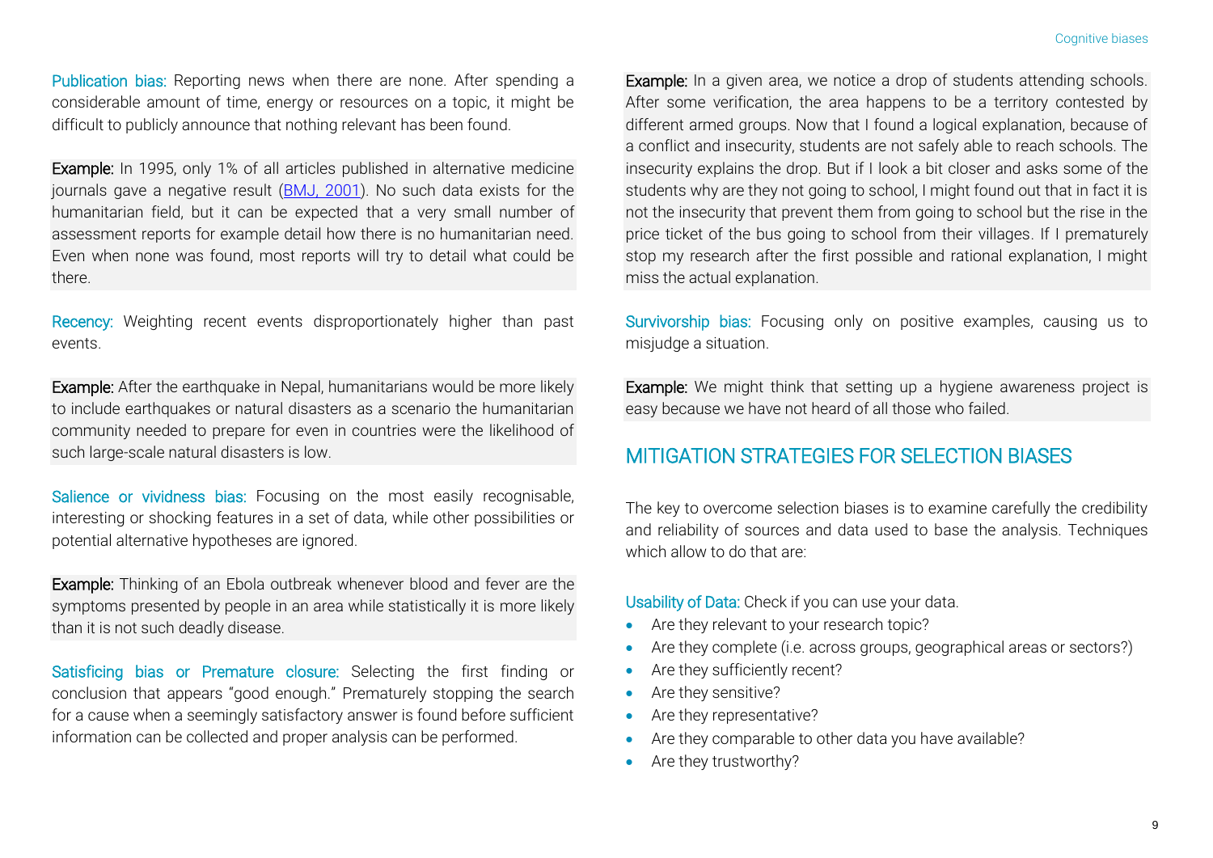**Publication bias:** Reporting news when there are none. After spending a considerable amount of time, energy or resources on a topic, it might be difficult to publicly announce that nothing relevant has been found.

**Example:** In 1995, only 1% of all articles published in alternative medicine journals gave a negative result ([BMJ, 2001]()). No such data exists for the humanitarian field, but it can be expected that a very small number of assessment reports for example detail how there is no humanitarian need. Even when none was found, most reports will try to detail what could be there.

**Recency:** Weighting recent events disproportionately higher than past events.

**Example:** After the earthquake in Nepal, humanitarians would be more likely to include earthquakes or natural disasters as a scenario the humanitarian community needed to prepare for even in countries were the likelihood of such large-scale natural disasters is low.

**Salience or vividness bias:** Focusing on the most easily recognisable, interesting or shocking features in a set of data, while other possibilities or potential alternative hypotheses are ignored.

**Example:** Thinking of an Ebola outbreak whenever blood and fever are the symptoms presented by people in an area while statistically it is more likely than it is not such deadly disease.

**Satisficing bias or Premature closure:** Selecting the first finding or conclusion that appears "good enough." Prematurely stopping the search for a cause when a seemingly satisfactory answer is found before sufficient information can be collected and proper analysis can be performed.

**Example:** In a given area, we notice a drop of students attending schools. After some verification, the area happens to be a territory contested by different armed groups. Now that I found a logical explanation, because of a conflict and insecurity, students are not safely able to reach schools. The insecurity explains the drop. But if I look a bit closer and asks some of the students why are they not going to school, I might found out that in fact it is not the insecurity that prevent them from going to school but the rise in the price ticket of the bus going to school from their villages. If I prematurely stop my research after the first possible and rational explanation, I might miss the actual explanation.

**Survivorship bias:** Focusing only on positive examples, causing us to misjudge a situation.

**Example:** We might think that setting up a hygiene awareness project is easy because we have not heard of all those who failed.

## MITIGATION STRATEGIES FOR SELECTION BIASES

The key to overcome selection biases is to examine carefully the credibility and reliability of sources and data used to base the analysis. Techniques which allow to do that are:

**Usability of Data:** Check if you can use your data.

- Are they relevant to your research topic?
- Are they complete (i.e. across groups, geographical areas or sectors?)
- Are they sufficiently recent?
- Are they sensitive?
- Are they representative?
- Are they comparable to other data you have available?
- Are they trustworthy?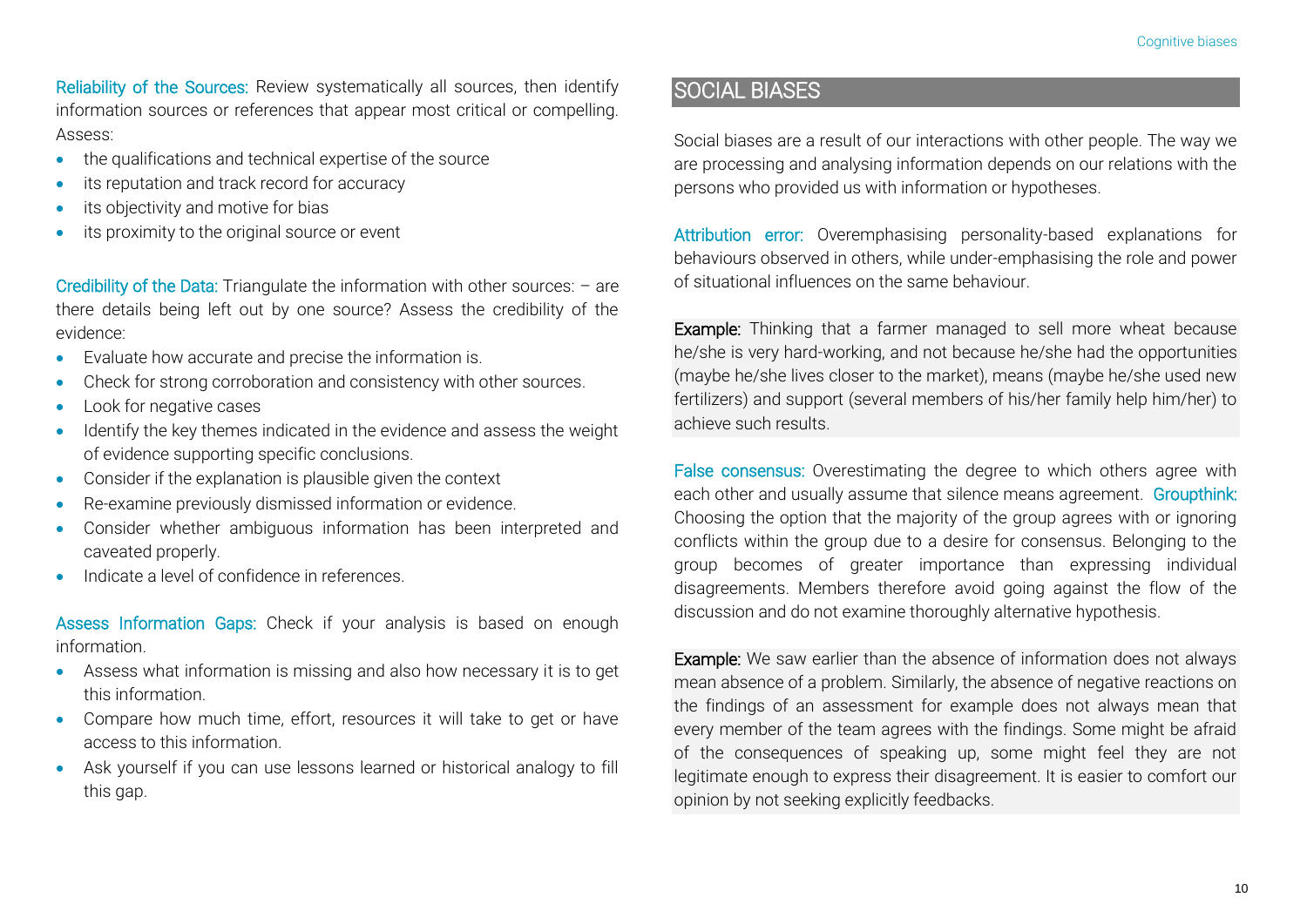Reliability of the Sources: Review systematically all sources, then identify information sources or references that appear most critical or compelling. Assess:

- the qualifications and technical expertise of the source
- its reputation and track record for accuracy
- its objectivity and motive for bias
- its proximity to the original source or event

Credibility of the Data: Triangulate the information with other sources: – are there details being left out by one source? Assess the credibility of the evidence:

- Evaluate how accurate and precise the information is.
- Check for strong corroboration and consistency with other sources.
- Look for negative cases
- Identify the key themes indicated in the evidence and assess the weight of evidence supporting specific conclusions.
- Consider if the explanation is plausible given the context
- Re-examine previously dismissed information or evidence.
- Consider whether ambiguous information has been interpreted and caveated properly.
- Indicate a level of confidence in references.

Assess Information Gaps: Check if your analysis is based on enough information.

- Assess what information is missing and also how necessary it is to get this information.
- Compare how much time, effort, resources it will take to get or have access to this information.
- Ask yourself if you can use lessons learned or historical analogy to fill this gap.

## SOCIAL BIASES

Social biases are a result of our interactions with other people. The way we are processing and analysing information depends on our relations with the persons who provided us with information or hypotheses.

Attribution error: Overemphasising personality-based explanations for behaviours observed in others, while under-emphasising the role and power of situational influences on the same behaviour.

**Example:** Thinking that a farmer managed to sell more wheat because he/she is very hard-working, and not because he/she had the opportunities (maybe he/she lives closer to the market), means (maybe he/she used new fertilizers) and support (several members of his/her family help him/her) to achieve such results.

False consensus: Overestimating the degree to which others agree with each other and usually assume that silence means agreement. Groupthink: Choosing the option that the majority of the group agrees with or ignoring conflicts within the group due to a desire for consensus. Belonging to the group becomes of greater importance than expressing individual disagreements. Members therefore avoid going against the flow of the discussion and do not examine thoroughly alternative hypothesis.

**Example:** We saw earlier than the absence of information does not always mean absence of a problem. Similarly, the absence of negative reactions on the findings of an assessment for example does not always mean that every member of the team agrees with the findings. Some might be afraid of the consequences of speaking up, some might feel they are not legitimate enough to express their disagreement. It is easier to comfort our opinion by not seeking explicitly feedbacks.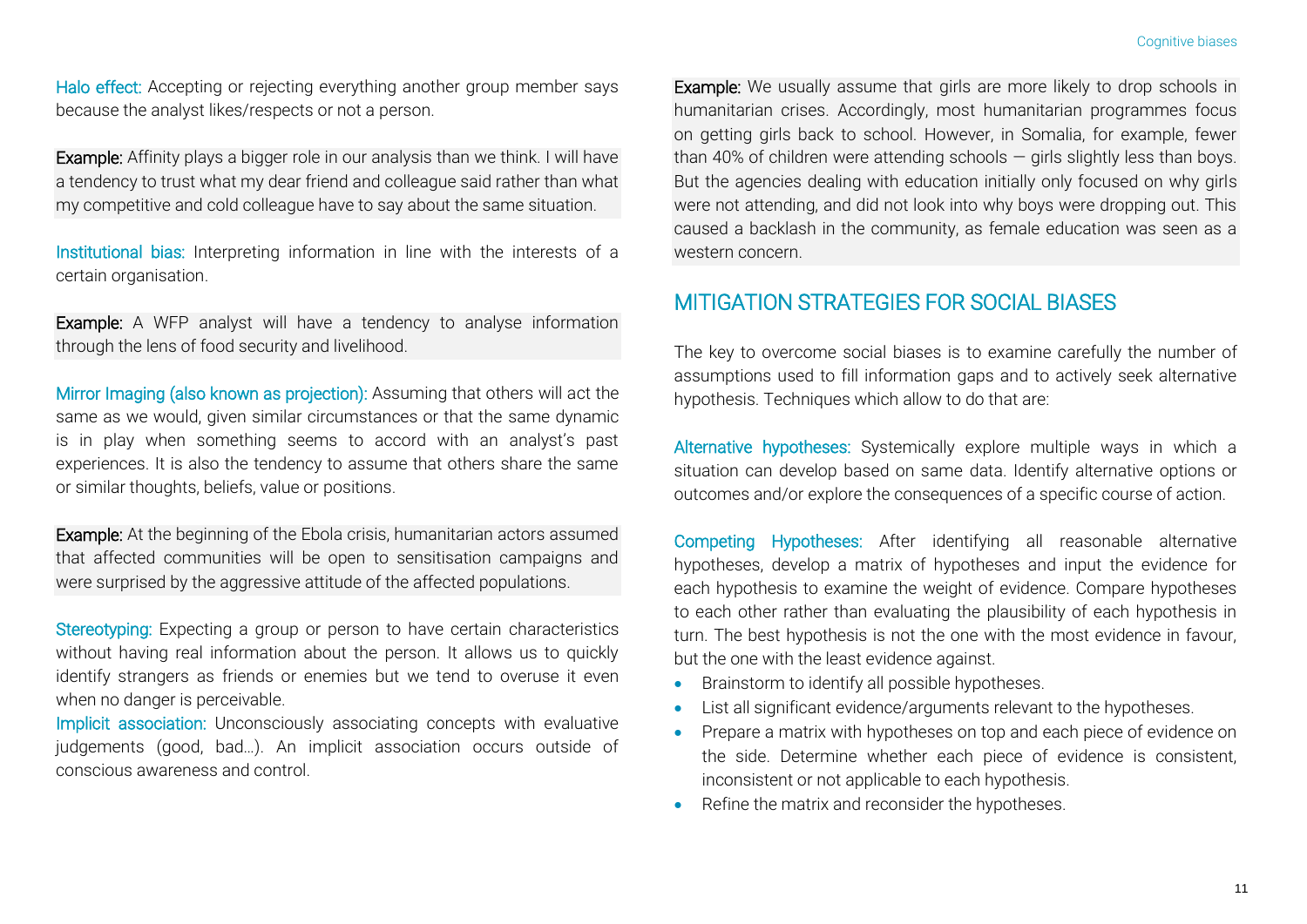Halo effect: Accepting or rejecting everything another group member says because the analyst likes/respects or not a person.

**Example:** Affinity plays a bigger role in our analysis than we think. I will have a tendency to trust what my dear friend and colleague said rather than what my competitive and cold colleague have to say about the same situation.

Institutional bias: Interpreting information in line with the interests of a certain organisation.

**Example:** A WFP analyst will have a tendency to analyse information through the lens of food security and livelihood.

Mirror Imaging (also known as projection): Assuming that others will act the same as we would, given similar circumstances or that the same dynamic is in play when something seems to accord with an analyst's past experiences. It is also the tendency to assume that others share the same or similar thoughts, beliefs, value or positions.

**Example:** At the beginning of the Ebola crisis, humanitarian actors assumed that affected communities will be open to sensitisation campaigns and were surprised by the aggressive attitude of the affected populations.

Stereotyping: Expecting a group or person to have certain characteristics without having real information about the person. It allows us to quickly identify strangers as friends or enemies but we tend to overuse it even when no danger is perceivable.

Implicit association: Unconsciously associating concepts with evaluative judgements (good, bad…). An implicit association occurs outside of conscious awareness and control.

**Example:** We usually assume that girls are more likely to drop schools in humanitarian crises. Accordingly, most humanitarian programmes focus on getting girls back to school. However, in Somalia, for example, fewer than 40% of children were attending schools — girls slightly less than boys. But the agencies dealing with education initially only focused on why girls were not attending, and did not look into why boys were dropping out. This caused a backlash in the community, as female education was seen as a western concern.

## MITIGATION STRATEGIES FOR SOCIAL BIASES

The key to overcome social biases is to examine carefully the number of assumptions used to fill information gaps and to actively seek alternative hypothesis. Techniques which allow to do that are:

Alternative hypotheses: Systemically explore multiple ways in which a situation can develop based on same data. Identify alternative options or outcomes and/or explore the consequences of a specific course of action.

Competing Hypotheses: After identifying all reasonable alternative hypotheses, develop a matrix of hypotheses and input the evidence for each hypothesis to examine the weight of evidence. Compare hypotheses to each other rather than evaluating the plausibility of each hypothesis in turn. The best hypothesis is not the one with the most evidence in favour, but the one with the least evidence against.

- Brainstorm to identify all possible hypotheses.
- List all significant evidence/arguments relevant to the hypotheses.
- Prepare a matrix with hypotheses on top and each piece of evidence on the side. Determine whether each piece of evidence is consistent, inconsistent or not applicable to each hypothesis.
- Refine the matrix and reconsider the hypotheses.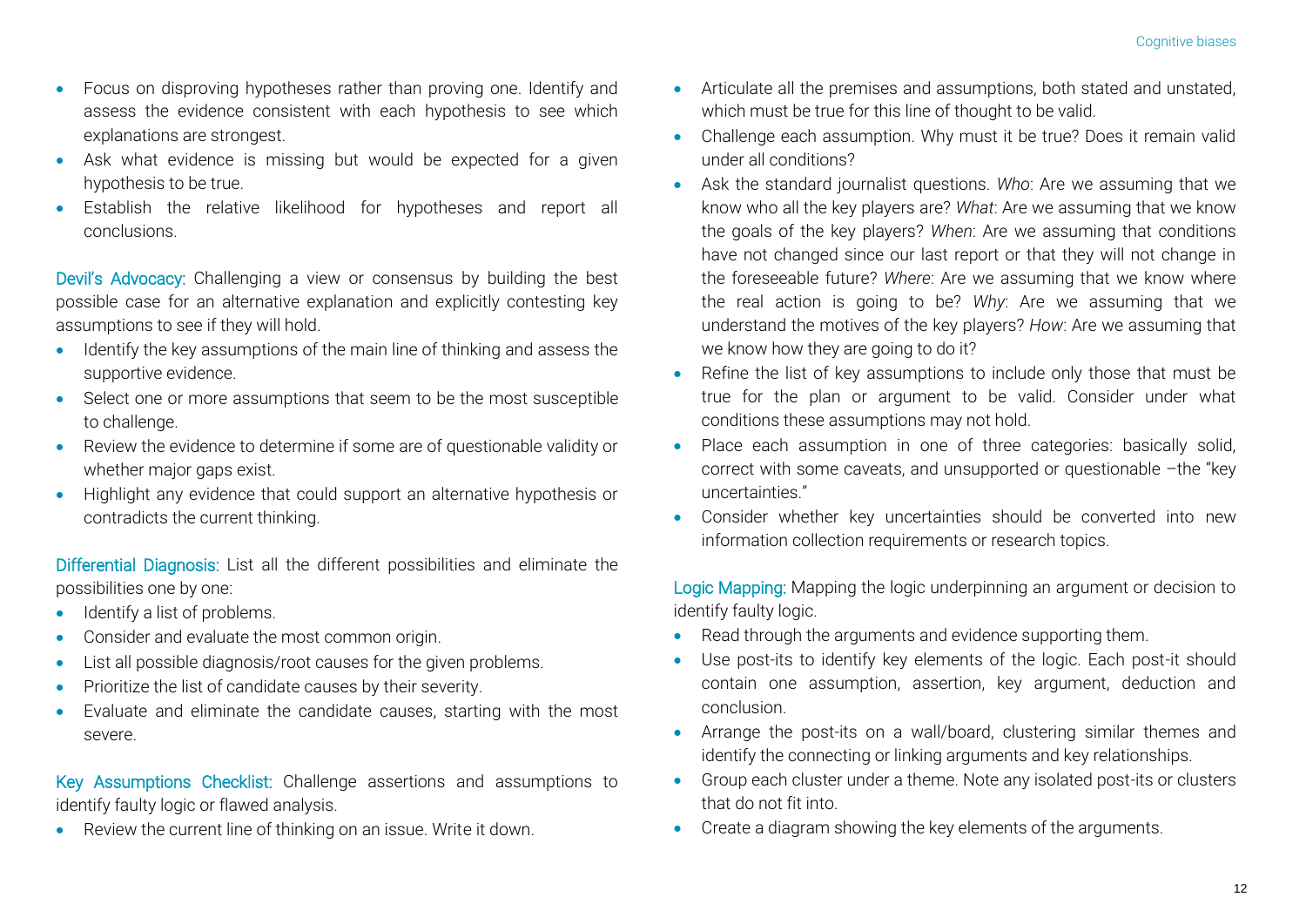- Focus on disproving hypotheses rather than proving one. Identify and assess the evidence consistent with each hypothesis to see which explanations are strongest.
- Ask what evidence is missing but would be expected for a given hypothesis to be true.
- Establish the relative likelihood for hypotheses and report all conclusions.

Devil's Advocacy: Challenging a view or consensus by building the best possible case for an alternative explanation and explicitly contesting key assumptions to see if they will hold.

- Identify the key assumptions of the main line of thinking and assess the supportive evidence.
- Select one or more assumptions that seem to be the most susceptible to challenge.
- Review the evidence to determine if some are of questionable validity or whether major gaps exist.
- Highlight any evidence that could support an alternative hypothesis or contradicts the current thinking.

Differential Diagnosis: List all the different possibilities and eliminate the possibilities one by one:

- Identify a list of problems.
- Consider and evaluate the most common origin.
- List all possible diagnosis/root causes for the given problems.
- Prioritize the list of candidate causes by their severity.
- Evaluate and eliminate the candidate causes, starting with the most severe.

Key Assumptions Checklist: Challenge assertions and assumptions to identify faulty logic or flawed analysis.

- Review the current line of thinking on an issue. Write it down.
- Articulate all the premises and assumptions, both stated and unstated, which must be true for this line of thought to be valid.
- Challenge each assumption. Why must it be true? Does it remain valid under all conditions?
- Ask the standard journalist questions. *Who*: Are we assuming that we know who all the key players are? *What*: Are we assuming that we know the goals of the key players? *When*: Are we assuming that conditions have not changed since our last report or that they will not change in the foreseeable future? *Where*: Are we assuming that we know where the real action is going to be? *Why*: Are we assuming that we understand the motives of the key players? *How*: Are we assuming that we know how they are going to do it?
- Refine the list of key assumptions to include only those that must be true for the plan or argument to be valid. Consider under what conditions these assumptions may not hold.
- Place each assumption in one of three categories: basically solid, correct with some caveats, and unsupported or questionable –the "key uncertainties."
- Consider whether key uncertainties should be converted into new information collection requirements or research topics.

Logic Mapping: Mapping the logic underpinning an argument or decision to identify faulty logic.

- Read through the arguments and evidence supporting them.
- Use post-its to identify key elements of the logic. Each post-it should contain one assumption, assertion, key argument, deduction and conclusion.
- Arrange the post-its on a wall/board, clustering similar themes and identify the connecting or linking arguments and key relationships.
- Group each cluster under a theme. Note any isolated post-its or clusters that do not fit into.
- Create a diagram showing the key elements of the arguments.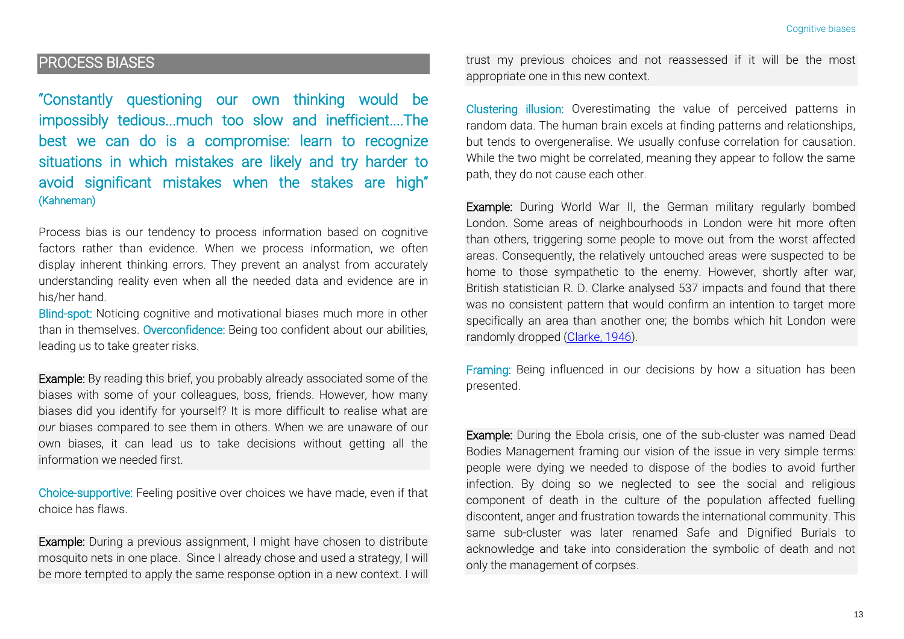## PROCESS BIASES

"Constantly questioning our own thinking would be impossibly tedious...much too slow and inefficient....The best we can do is a compromise: learn to recognize situations in which mistakes are likely and try harder to avoid significant mistakes when the stakes are high" (Kahneman)

Process bias is our tendency to process information based on cognitive factors rather than evidence. When we process information, we often display inherent thinking errors. They prevent an analyst from accurately understanding reality even when all the needed data and evidence are in his/her hand.

Blind-spot: Noticing cognitive and motivational biases much more in other than in themselves. Overconfidence: Being too confident about our abilities, leading us to take greater risks.

**Example:** By reading this brief, you probably already associated some of the biases with some of your colleagues, boss, friends. However, how many biases did you identify for yourself? It is more difficult to realise what are *our* biases compared to see them in others. When we are unaware of our own biases, it can lead us to take decisions without getting all the information we needed first.

Choice-supportive: Feeling positive over choices we have made, even if that choice has flaws.

**Example:** During a previous assignment, I might have chosen to distribute mosquito nets in one place. Since I already chose and used a strategy, I will be more tempted to apply the same response option in a new context. I will trust my previous choices and not reassessed if it will be the most appropriate one in this new context.

Clustering illusion: Overestimating the value of perceived patterns in random data. The human brain excels at finding patterns and relationships, but tends to overgeneralise. We usually confuse correlation for causation. While the two might be correlated, meaning they appear to follow the same path, they do not cause each other.

**Example:** During World War II, the German military regularly bombed London. Some areas of neighbourhoods in London were hit more often than others, triggering some people to move out from the worst affected areas. Consequently, the relatively untouched areas were suspected to be home to those sympathetic to the enemy. However, shortly after war, British statistician R. D. Clarke analysed 537 impacts and found that there was no consistent pattern that would confirm an intention to target more specifically an area than another one; the bombs which hit London were randomly dropped (Clarke, 1946).

Framing: Being influenced in our decisions by how a situation has been presented.

**Example:** During the Ebola crisis, one of the sub-cluster was named Dead Bodies Management framing our vision of the issue in very simple terms: people were dying we needed to dispose of the bodies to avoid further infection. By doing so we neglected to see the social and religious component of death in the culture of the population affected fuelling discontent, anger and frustration towards the international community. This same sub-cluster was later renamed Safe and Dignified Burials to acknowledge and take into consideration the symbolic of death and not only the management of corpses.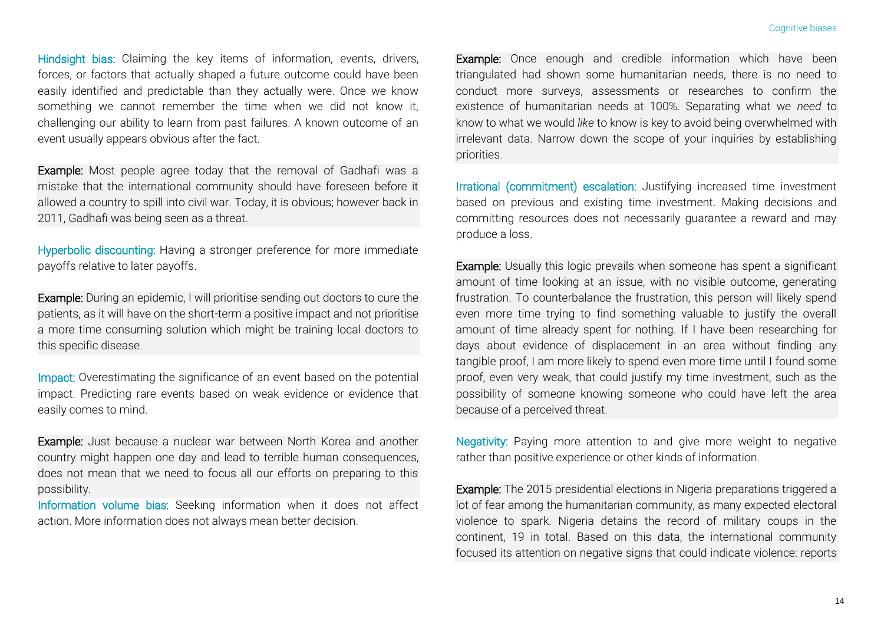Hindsight bias: Claiming the key items of information, events, drivers, forces, or factors that actually shaped a future outcome could have been easily identified and predictable than they actually were. Once we know something we cannot remember the time when we did not know it, challenging our ability to learn from past failures. A known outcome of an event usually appears obvious after the fact.

**Example:** Most people agree today that the removal of Gadhafi was a mistake that the international community should have foreseen before it allowed a country to spill into civil war. Today, it is obvious; however back in 2011, Gadhafi was being seen as a threat.

Hyperbolic discounting: Having a stronger preference for more immediate payoffs relative to later payoffs.

**Example:** During an epidemic, I will prioritise sending out doctors to cure the patients, as it will have on the short-term a positive impact and not prioritise a more time consuming solution which might be training local doctors to this specific disease.

Impact: Overestimating the significance of an event based on the potential impact. Predicting rare events based on weak evidence or evidence that easily comes to mind.

**Example:** Just because a nuclear war between North Korea and another country might happen one day and lead to terrible human consequences, does not mean that we need to focus all our efforts on preparing to this possibility.

Information volume bias: Seeking information when it does not affect action. More information does not always mean better decision.

**Example:** Once enough and credible information which have been triangulated had shown some humanitarian needs, there is no need to conduct more surveys, assessments or researches to confirm the existence of humanitarian needs at 100%. Separating what we *need* to know to what we would *like* to know is key to avoid being overwhelmed with irrelevant data. Narrow down the scope of your inquiries by establishing priorities.

Irrational (commitment) escalation: Justifying increased time investment based on previous and existing time investment. Making decisions and committing resources does not necessarily guarantee a reward and may produce a loss.

**Example:** Usually this logic prevails when someone has spent a significant amount of time looking at an issue, with no visible outcome, generating frustration. To counterbalance the frustration, this person will likely spend even more time trying to find something valuable to justify the overall amount of time already spent for nothing. If I have been researching for days about evidence of displacement in an area without finding any tangible proof, I am more likely to spend even more time until I found some proof, even very weak, that could justify my time investment, such as the possibility of someone knowing someone who could have left the area because of a perceived threat.

Negativity: Paying more attention to and give more weight to negative rather than positive experience or other kinds of information.

**Example:** The 2015 presidential elections in Nigeria preparations triggered a lot of fear among the humanitarian community, as many expected electoral violence to spark. Nigeria detains the record of military coups in the continent, 19 in total. Based on this data, the international community focused its attention on negative signs that could indicate violence: reports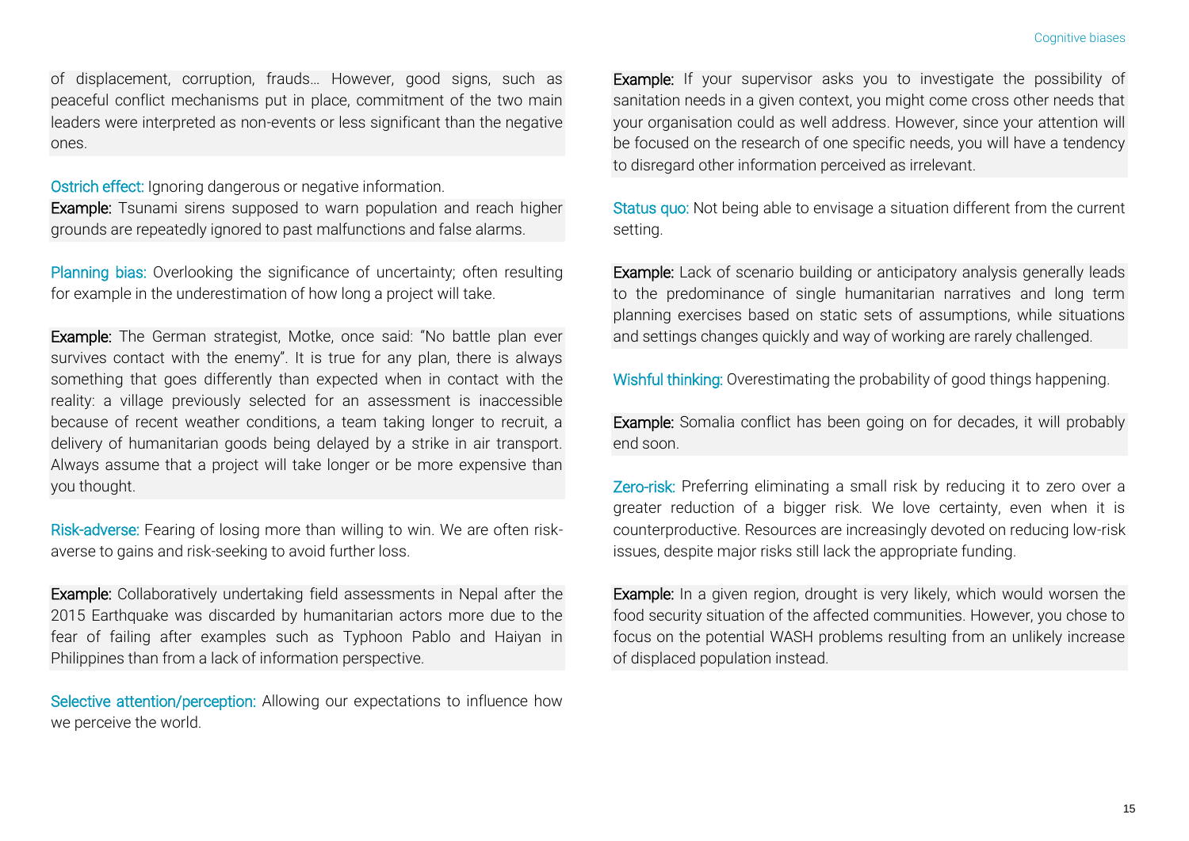of displacement, corruption, frauds… However, good signs, such as peaceful conflict mechanisms put in place, commitment of the two main leaders were interpreted as non-events or less significant than the negative ones.

Ostrich effect: Ignoring dangerous or negative information.

**Example:** Tsunami sirens supposed to warn population and reach higher grounds are repeatedly ignored to past malfunctions and false alarms.

Planning bias: Overlooking the significance of uncertainty; often resulting for example in the underestimation of how long a project will take.

**Example:** The German strategist, Motke, once said: "No battle plan ever survives contact with the enemy". It is true for any plan, there is always something that goes differently than expected when in contact with the reality: a village previously selected for an assessment is inaccessible because of recent weather conditions, a team taking longer to recruit, a delivery of humanitarian goods being delayed by a strike in air transport. Always assume that a project will take longer or be more expensive than you thought.

Risk-adverse: Fearing of losing more than willing to win. We are often risk-averse to gains and risk-seeking to avoid further loss.

**Example:** Collaboratively undertaking field assessments in Nepal after the 2015 Earthquake was discarded by humanitarian actors more due to the fear of failing after examples such as Typhoon Pablo and Haiyan in Philippines than from a lack of information perspective.

Selective attention/perception: Allowing our expectations to influence how we perceive the world.

**Example:** If your supervisor asks you to investigate the possibility of sanitation needs in a given context, you might come cross other needs that your organisation could as well address. However, since your attention will be focused on the research of one specific needs, you will have a tendency to disregard other information perceived as irrelevant.

Status quo: Not being able to envisage a situation different from the current setting.

**Example:** Lack of scenario building or anticipatory analysis generally leads to the predominance of single humanitarian narratives and long term planning exercises based on static sets of assumptions, while situations and settings changes quickly and way of working are rarely challenged.

Wishful thinking: Overestimating the probability of good things happening.

**Example:** Somalia conflict has been going on for decades, it will probably end soon.

Zero-risk: Preferring eliminating a small risk by reducing it to zero over a greater reduction of a bigger risk. We love certainty, even when it is counterproductive. Resources are increasingly devoted on reducing low-risk issues, despite major risks still lack the appropriate funding.

**Example:** In a given region, drought is very likely, which would worsen the food security situation of the affected communities. However, you chose to focus on the potential WASH problems resulting from an unlikely increase of displaced population instead.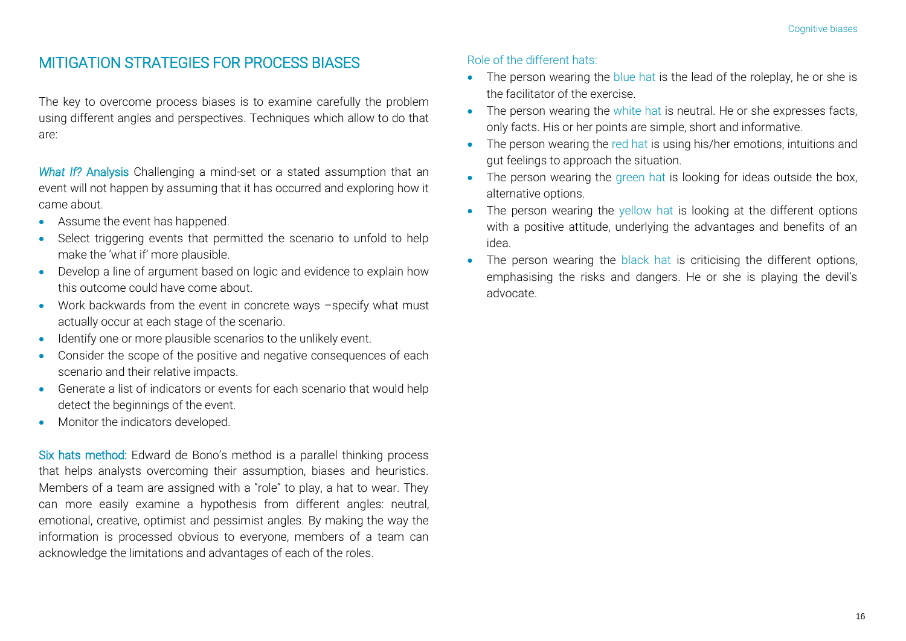## MITIGATION STRATEGIES FOR PROCESS BIASES

The key to overcome process biases is to examine carefully the problem using different angles and perspectives. Techniques which allow to do that are:

*What If?* Analysis Challenging a mind-set or a stated assumption that an event will not happen by assuming that it has occurred and exploring how it came about.

- Assume the event has happened.
- Select triggering events that permitted the scenario to unfold to help make the 'what if' more plausible.
- Develop a line of argument based on logic and evidence to explain how this outcome could have come about.
- Work backwards from the event in concrete ways –specify what must actually occur at each stage of the scenario.
- Identify one or more plausible scenarios to the unlikely event.
- Consider the scope of the positive and negative consequences of each scenario and their relative impacts.
- Generate a list of indicators or events for each scenario that would help detect the beginnings of the event.
- Monitor the indicators developed.

Six hats method: Edward de Bono's method is a parallel thinking process that helps analysts overcoming their assumption, biases and heuristics. Members of a team are assigned with a "role" to play, a hat to wear. They can more easily examine a hypothesis from different angles: neutral, emotional, creative, optimist and pessimist angles. By making the way the information is processed obvious to everyone, members of a team can acknowledge the limitations and advantages of each of the roles.

Role of the different hats:

- The person wearing the blue hat is the lead of the roleplay, he or she is the facilitator of the exercise.
- The person wearing the white hat is neutral. He or she expresses facts, only facts. His or her points are simple, short and informative.
- The person wearing the red hat is using his/her emotions, intuitions and gut feelings to approach the situation.
- The person wearing the green hat is looking for ideas outside the box, alternative options.
- The person wearing the yellow hat is looking at the different options with a positive attitude, underlying the advantages and benefits of an idea.
- The person wearing the black hat is criticising the different options, emphasising the risks and dangers. He or she is playing the devil's advocate.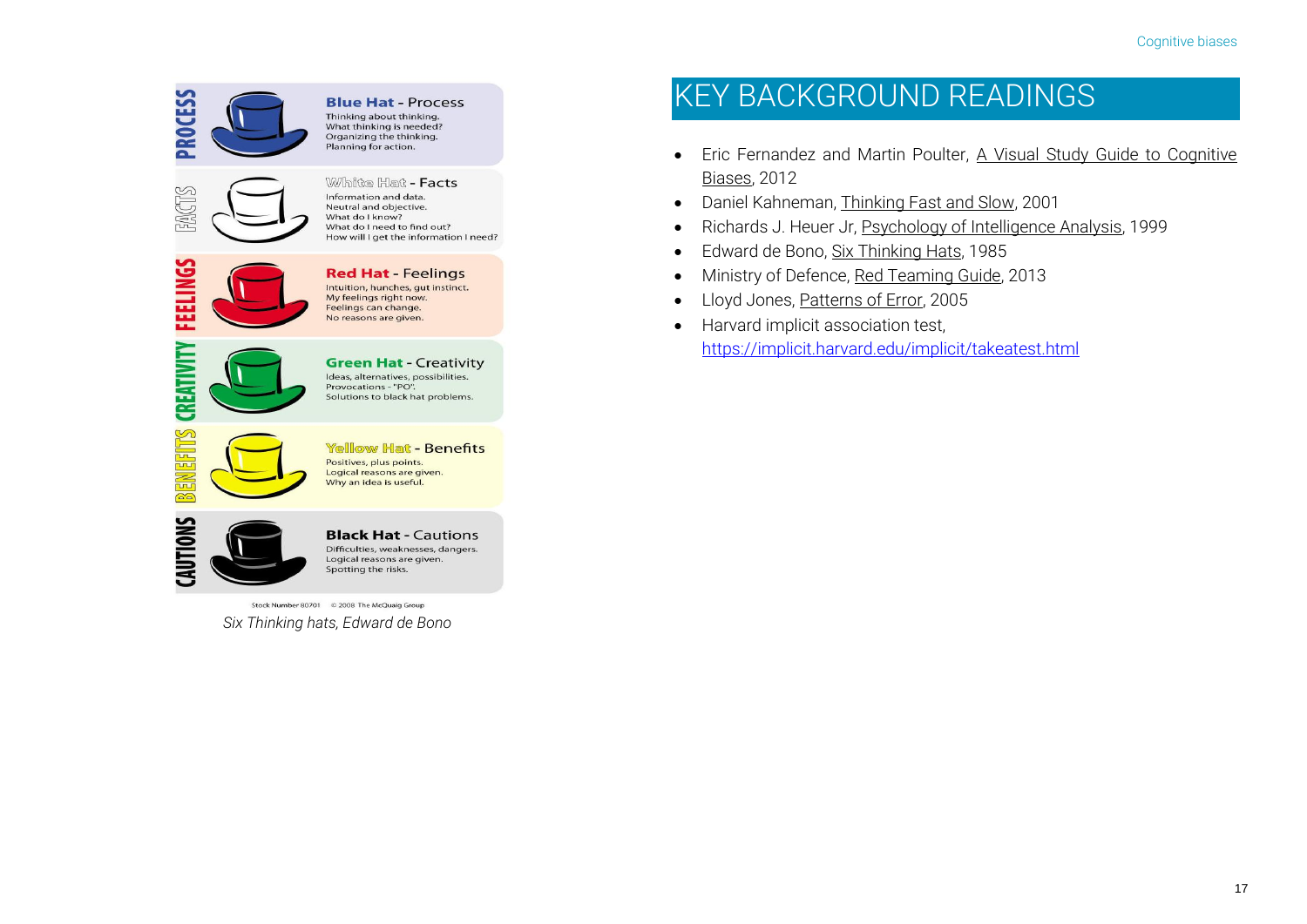| | | |
|---|---|---|
| PROCESS | | **Blue Hat** - Process<br>Thinking about thinking.<br>What thinking is needed?<br>Organizing the thinking.<br>Planning for action. |
| FACTS | | **White Hat** - Facts<br>Information and data.<br>Neutral and objective.<br>What do I know?<br>What do I need to find out?<br>How will I get the information I need? |
| FEELINGS | | **Red Hat** - Feelings<br>Intuition, hunches, gut instinct.<br>My feelings right now.<br>Feelings can change.<br>No reasons are given. |
| CREATIVITY | | **Green Hat** - Creativity<br>Ideas, alternatives, possibilities.<br>Provocations - "PO".<br>Solutions to black hat problems. |
| BENEFITS | | **Yellow Hat** - Benefits<br>Positives, plus points.<br>Logical reasons are given.<br>Why an idea is useful. |
| CAUTIONS | | **Black Hat** - Cautions<br>Difficulties, weaknesses, dangers.<br>Logical reasons are given.<br>Spotting the risks. |

Stock Number 80701 © 2008 The McQuaig Group

*Six Thinking hats, Edward de Bono*

# KEY BACKGROUND READINGS

- Eric Fernandez and Martin Poulter, A Visual Study Guide to Cognitive Biases, 2012
- Daniel Kahneman, Thinking Fast and Slow, 2001
- Richards J. Heuer Jr, Psychology of Intelligence Analysis, 1999
- Edward de Bono, Six Thinking Hats, 1985
- Ministry of Defence, Red Teaming Guide, 2013
- Lloyd Jones, Patterns of Error, 2005
- Harvard implicit association test, https://implicit.harvard.edu/implicit/takeatest.html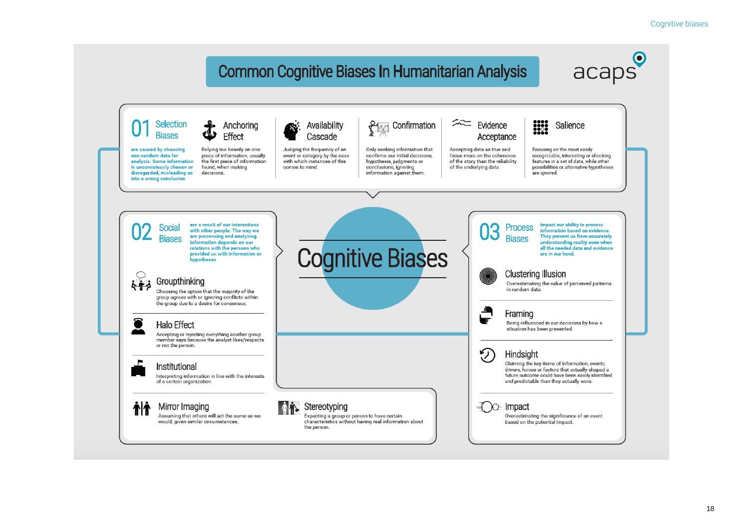# Common Cognitive Biases In Humanitarian Analysis

acaps

## Cognitive Biases

### 01 Selection Biases

are caused by choosing non-random data for analysis. Some information is unconsciously chosen or disregarded, misleading us into a wrong conclusion

**Anchoring Effect**
Relying too heavily on one piece of information, usually the first piece of information found, when making decisions.

**Availability Cascade**
Judging the frequency of an event or category by the ease with which instances of this comes to mind.

**Confirmation**
Only seeking information that confirms our initial decisions, hypothesis, judgments or conclusions, ignoring information against them.

**Evidence Acceptance**
Accepting data as true and focus more on the coherence of the story than the reliability of the underlying data.

**Salience**
Focusing on the most easily recognizable, interesting or shocking features in a set of data, while other possibilities or alternative hypotheses are ignored.

### 02 Social Biases

are a result of our interactions with other people. The way we are processing and analysing information depends on our relations with the persons who provided us with information or hypotheses

**Groupthinking**
Choosing the option that the majority of the group agrees with or ignoring conflicts within the group due to a desire for consensus.

**Halo Effect**
Accepting or rejecting everything another group member says because the analyst likes/respects or not the person.

**Institutional**
Interpreting information in line with the interests of a certain organization.

**Mirror Imaging**
Assuming that others will act the same as we would, given similar circumstances.

**Stereotyping**
Expecting a group or person to have certain characteristics without having real information about the person.

### 03 Process Biases

impact our ability to process information based on evidence. They prevent us from accurately understanding reality even when all the needed data and evidence are in our hand.

**Clustering Illusion**
Overestimating the value of perceived patterns in random data.

**Framing**
Being influenced in our decisions by how a situation has been presented.

**Hindsight**
Claiming the key items of information, events, drivers, forces or factors that actually shaped a future outcome could have been easily identified and predictable than they actually were.

**Impact**
Overestimating the significance of an event based on the potential impact.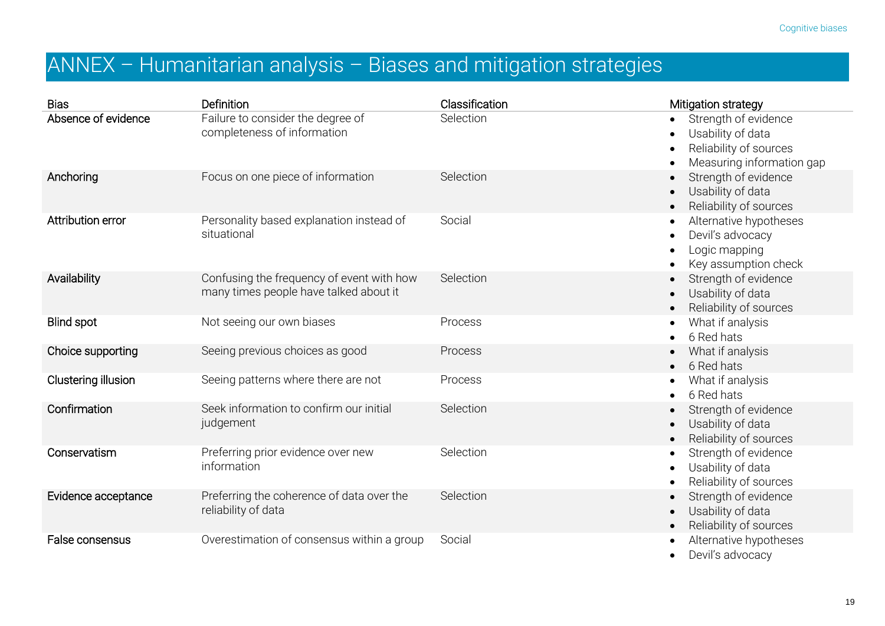# ANNEX – Humanitarian analysis – Biases and mitigation strategies

| Bias | Definition | Classification | Mitigation strategy |
|---|---|---|---|
| Absence of evidence | Failure to consider the degree of completeness of information | Selection | • Strength of evidence<br>• Usability of data<br>• Reliability of sources<br>• Measuring information gap |
| Anchoring | Focus on one piece of information | Selection | • Strength of evidence<br>• Usability of data<br>• Reliability of sources |
| Attribution error | Personality based explanation instead of situational | Social | • Alternative hypotheses<br>• Devil's advocacy<br>• Logic mapping<br>• Key assumption check |
| Availability | Confusing the frequency of event with how many times people have talked about it | Selection | • Strength of evidence<br>• Usability of data<br>• Reliability of sources |
| Blind spot | Not seeing our own biases | Process | • What if analysis<br>• 6 Red hats |
| Choice supporting | Seeing previous choices as good | Process | • What if analysis<br>• 6 Red hats |
| Clustering illusion | Seeing patterns where there are not | Process | • What if analysis<br>• 6 Red hats |
| Confirmation | Seek information to confirm our initial judgement | Selection | • Strength of evidence<br>• Usability of data<br>• Reliability of sources |
| Conservatism | Preferring prior evidence over new information | Selection | • Strength of evidence<br>• Usability of data<br>• Reliability of sources |
| Evidence acceptance | Preferring the coherence of data over the reliability of data | Selection | • Strength of evidence<br>• Usability of data<br>• Reliability of sources |
| False consensus | Overestimation of consensus within a group | Social | • Alternative hypotheses<br>• Devil's advocacy |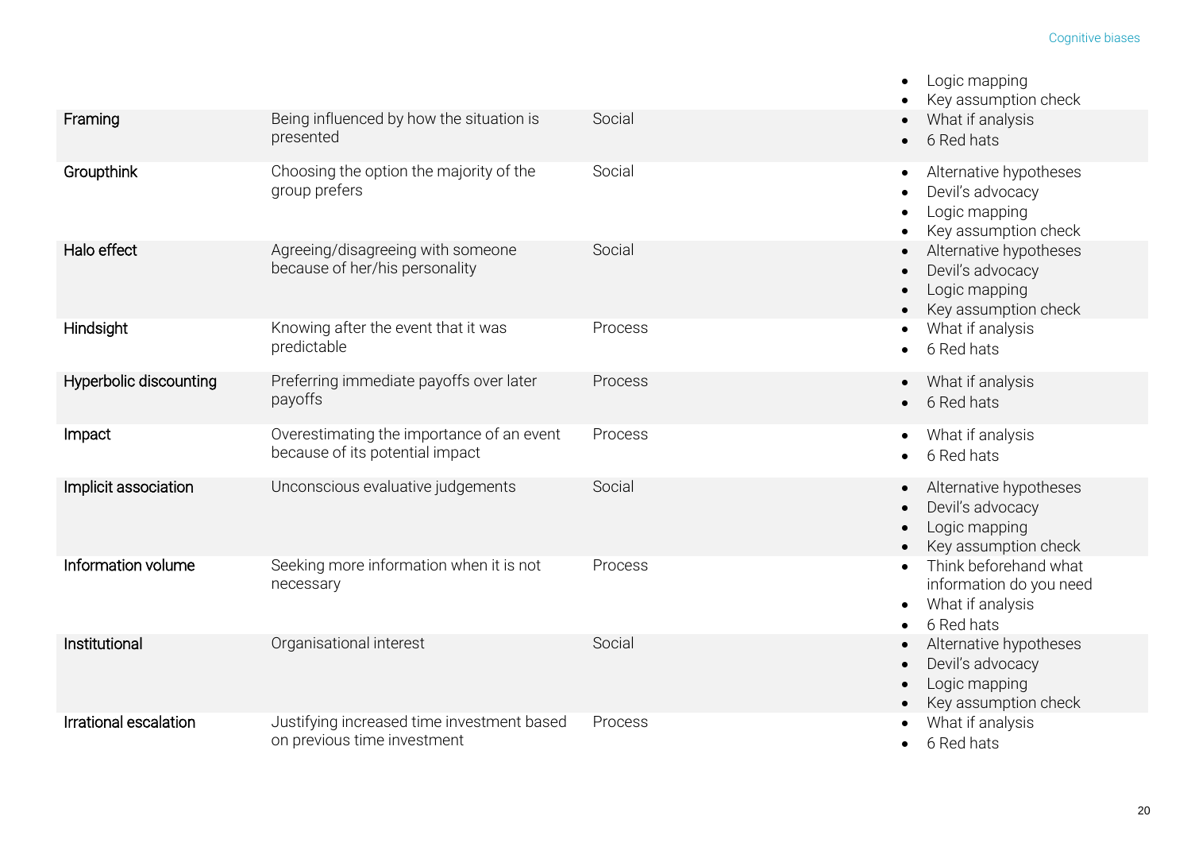| | | | |
|---|---|---|---|
| | | | • Logic mapping<br>• Key assumption check |
| **Framing** | Being influenced by how the situation is presented | Social | • What if analysis<br>• 6 Red hats |
| **Groupthink** | Choosing the option the majority of the group prefers | Social | • Alternative hypotheses<br>• Devil's advocacy<br>• Logic mapping<br>• Key assumption check |
| **Halo effect** | Agreeing/disagreeing with someone because of her/his personality | Social | • Alternative hypotheses<br>• Devil's advocacy<br>• Logic mapping<br>• Key assumption check |
| **Hindsight** | Knowing after the event that it was predictable | Process | • What if analysis<br>• 6 Red hats |
| **Hyperbolic discounting** | Preferring immediate payoffs over later payoffs | Process | • What if analysis<br>• 6 Red hats |
| **Impact** | Overestimating the importance of an event because of its potential impact | Process | • What if analysis<br>• 6 Red hats |
| **Implicit association** | Unconscious evaluative judgements | Social | • Alternative hypotheses<br>• Devil's advocacy<br>• Logic mapping<br>• Key assumption check |
| **Information volume** | Seeking more information when it is not necessary | Process | • Think beforehand what information do you need<br>• What if analysis<br>• 6 Red hats |
| **Institutional** | Organisational interest | Social | • Alternative hypotheses<br>• Devil's advocacy<br>• Logic mapping<br>• Key assumption check |
| **Irrational escalation** | Justifying increased time investment based on previous time investment | Process | • What if analysis<br>• 6 Red hats |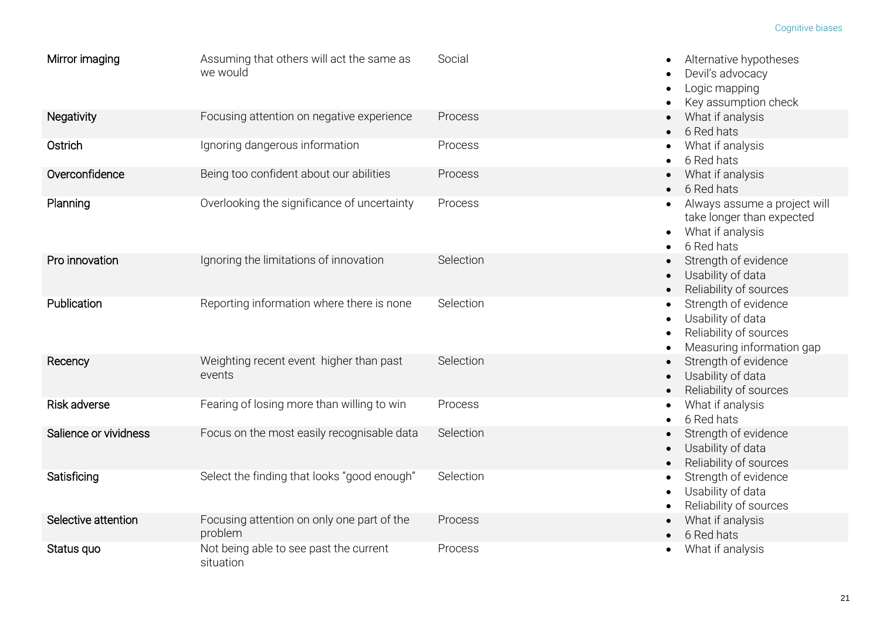| | | | |
|---|---|---|---|
| Mirror imaging | Assuming that others will act the same as we would | Social | • Alternative hypotheses<br>• Devil's advocacy<br>• Logic mapping<br>• Key assumption check |
| Negativity | Focusing attention on negative experience | Process | • What if analysis<br>• 6 Red hats |
| Ostrich | Ignoring dangerous information | Process | • What if analysis<br>• 6 Red hats |
| Overconfidence | Being too confident about our abilities | Process | • What if analysis<br>• 6 Red hats |
| Planning | Overlooking the significance of uncertainty | Process | • Always assume a project will take longer than expected<br>• What if analysis<br>• 6 Red hats |
| Pro innovation | Ignoring the limitations of innovation | Selection | • Strength of evidence<br>• Usability of data<br>• Reliability of sources |
| Publication | Reporting information where there is none | Selection | • Strength of evidence<br>• Usability of data<br>• Reliability of sources<br>• Measuring information gap |
| Recency | Weighting recent event higher than past events | Selection | • Strength of evidence<br>• Usability of data<br>• Reliability of sources |
| Risk adverse | Fearing of losing more than willing to win | Process | • What if analysis<br>• 6 Red hats |
| Salience or vividness | Focus on the most easily recognisable data | Selection | • Strength of evidence<br>• Usability of data<br>• Reliability of sources |
| Satisficing | Select the finding that looks "good enough" | Selection | • Strength of evidence<br>• Usability of data<br>• Reliability of sources |
| Selective attention | Focusing attention on only one part of the problem | Process | • What if analysis<br>• 6 Red hats |
| Status quo | Not being able to see past the current situation | Process | • What if analysis |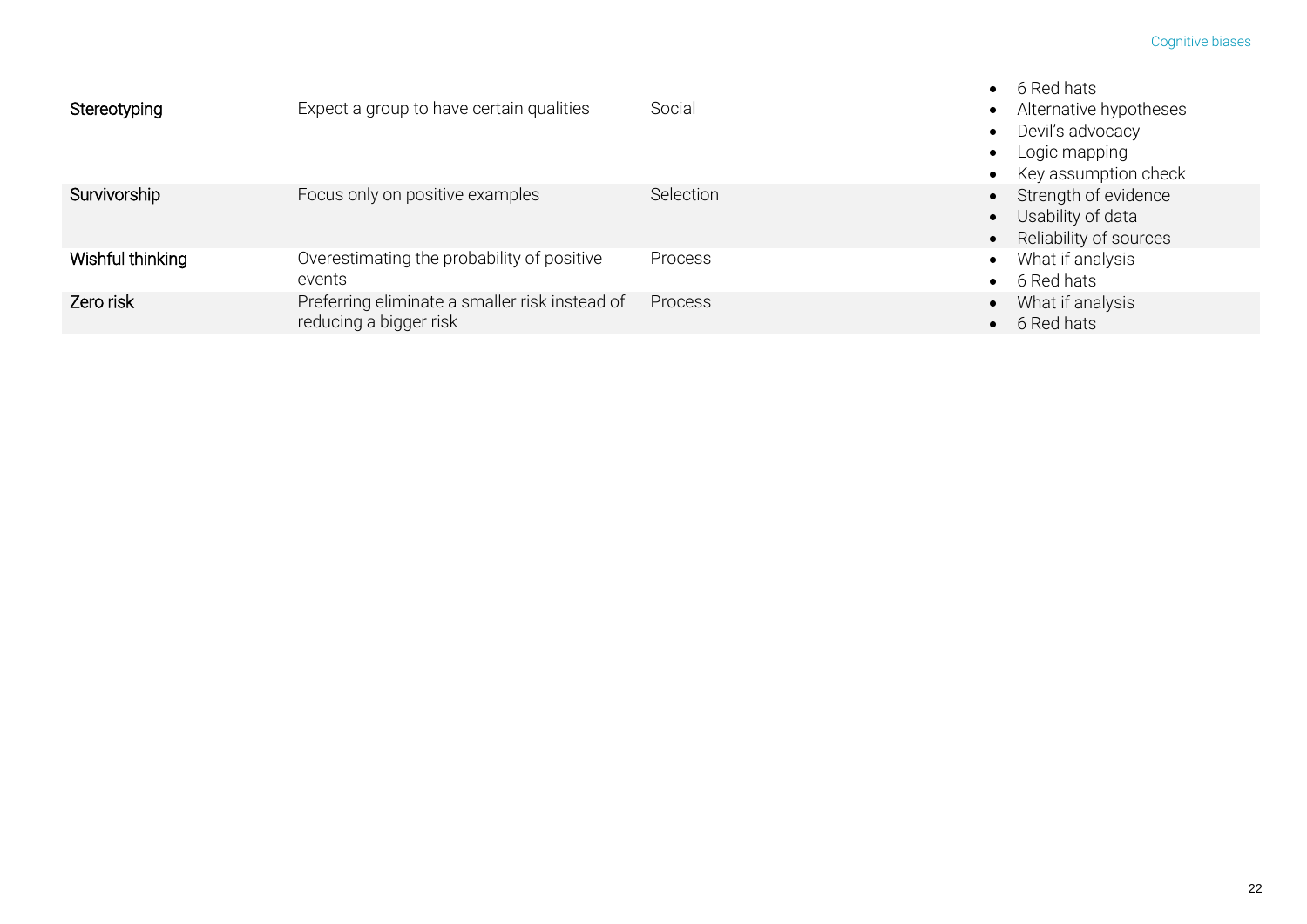| | | | |
|---|---|---|---|
| **Stereotyping** | Expect a group to have certain qualities | Social | • 6 Red hats<br>• Alternative hypotheses<br>• Devil's advocacy<br>• Logic mapping<br>• Key assumption check |
| **Survivorship** | Focus only on positive examples | Selection | • Strength of evidence<br>• Usability of data<br>• Reliability of sources |
| **Wishful thinking** | Overestimating the probability of positive events | Process | • What if analysis<br>• 6 Red hats |
| **Zero risk** | Preferring eliminate a smaller risk instead of reducing a bigger risk | Process | • What if analysis<br>• 6 Red hats |